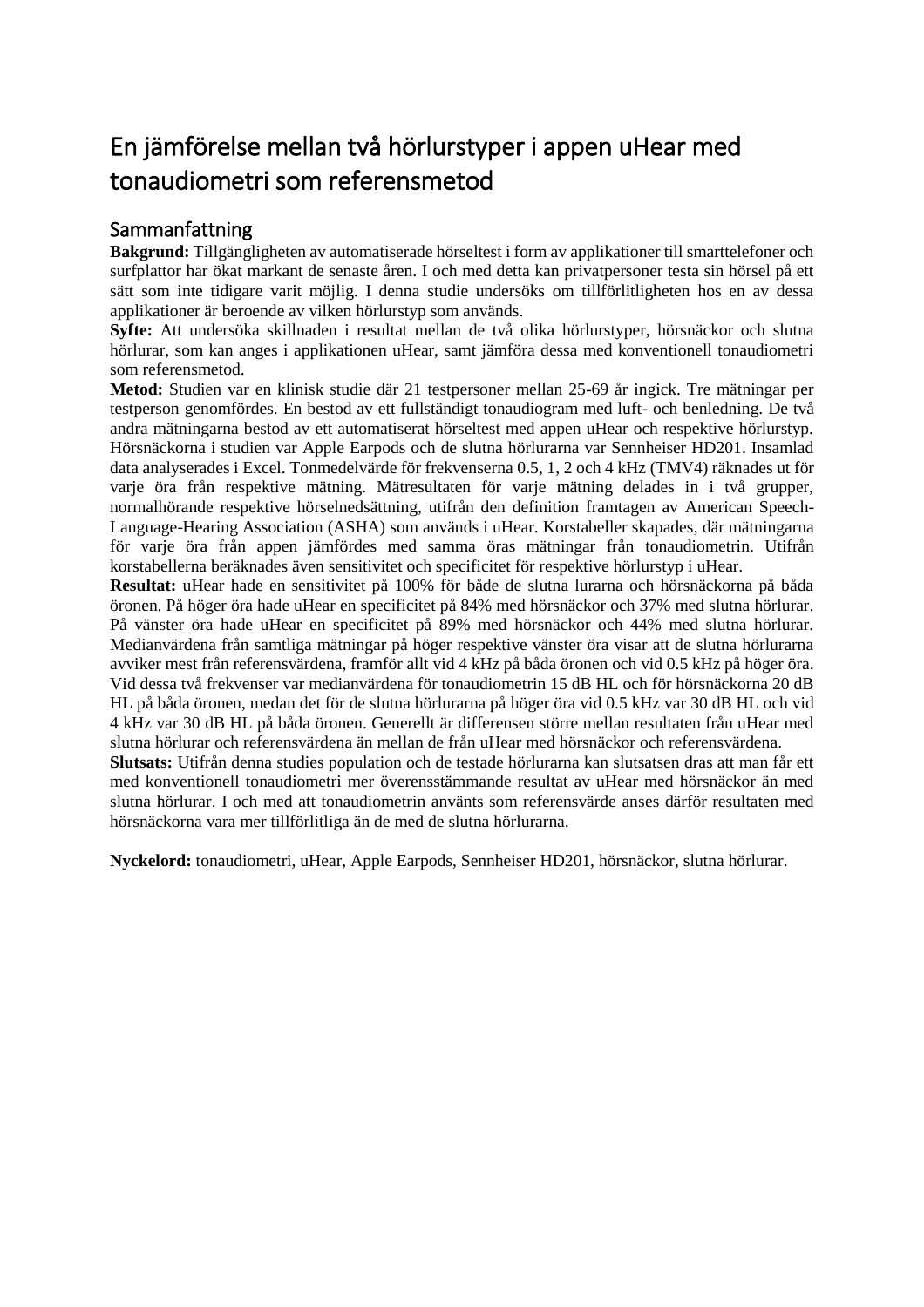# En jämförelse mellan två hörlurstyper i appen uHear med tonaudiometri som referensmetod

## Sammanfattning

**Bakgrund:** Tillgängligheten av automatiserade hörseltest i form av applikationer till smarttelefoner och surfplattor har ökat markant de senaste åren. I och med detta kan privatpersoner testa sin hörsel på ett sätt som inte tidigare varit möjlig. I denna studie undersöks om tillförlitligheten hos en av dessa applikationer är beroende av vilken hörlurstyp som används.

**Syfte:** Att undersöka skillnaden i resultat mellan de två olika hörlurstyper, hörsnäckor och slutna hörlurar, som kan anges i applikationen uHear, samt jämföra dessa med konventionell tonaudiometri som referensmetod.

**Metod:** Studien var en klinisk studie där 21 testpersoner mellan 25-69 år ingick. Tre mätningar per testperson genomfördes. En bestod av ett fullständigt tonaudiogram med luft- och benledning. De två andra mätningarna bestod av ett automatiserat hörseltest med appen uHear och respektive hörlurstyp. Hörsnäckorna i studien var Apple Earpods och de slutna hörlurarna var Sennheiser HD201. Insamlad data analyserades i Excel. Tonmedelvärde för frekvenserna 0.5, 1, 2 och 4 kHz (TMV4) räknades ut för varje öra från respektive mätning. Mätresultaten för varje mätning delades in i två grupper, normalhörande respektive hörselnedsättning, utifrån den definition framtagen av American Speech-Language-Hearing Association (ASHA) som används i uHear. Korstabeller skapades, där mätningarna för varje öra från appen jämfördes med samma öras mätningar från tonaudiometrin. Utifrån korstabellerna beräknades även sensitivitet och specificitet för respektive hörlurstyp i uHear.

**Resultat:** uHear hade en sensitivitet på 100% för både de slutna lurarna och hörsnäckorna på båda öronen. På höger öra hade uHear en specificitet på 84% med hörsnäckor och 37% med slutna hörlurar. På vänster öra hade uHear en specificitet på 89% med hörsnäckor och 44% med slutna hörlurar. Medianvärdena från samtliga mätningar på höger respektive vänster öra visar att de slutna hörlurarna avviker mest från referensvärdena, framför allt vid 4 kHz på båda öronen och vid 0.5 kHz på höger öra. Vid dessa två frekvenser var medianvärdena för tonaudiometrin 15 dB HL och för hörsnäckorna 20 dB HL på båda öronen, medan det för de slutna hörlurarna på höger öra vid 0.5 kHz var 30 dB HL och vid 4 kHz var 30 dB HL på båda öronen. Generellt är differensen större mellan resultaten från uHear med slutna hörlurar och referensvärdena än mellan de från uHear med hörsnäckor och referensvärdena.

**Slutsats:** Utifrån denna studies population och de testade hörlurarna kan slutsatsen dras att man får ett med konventionell tonaudiometri mer överensstämmande resultat av uHear med hörsnäckor än med slutna hörlurar. I och med att tonaudiometrin använts som referensvärde anses därför resultaten med hörsnäckorna vara mer tillförlitliga än de med de slutna hörlurarna.

**Nyckelord:** tonaudiometri, uHear, Apple Earpods, Sennheiser HD201, hörsnäckor, slutna hörlurar.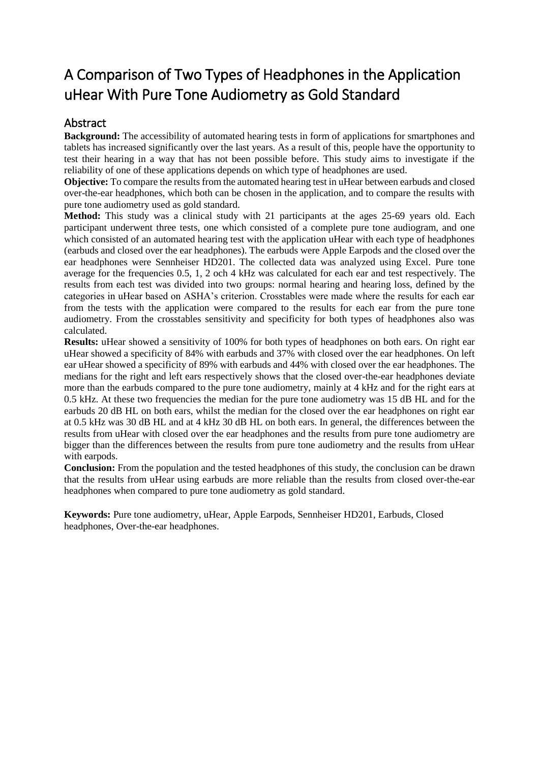# A Comparison of Two Types of Headphones in the Application uHear With Pure Tone Audiometry as Gold Standard

## Abstract

**Background:** The accessibility of automated hearing tests in form of applications for smartphones and tablets has increased significantly over the last years. As a result of this, people have the opportunity to test their hearing in a way that has not been possible before. This study aims to investigate if the reliability of one of these applications depends on which type of headphones are used.

**Objective:** To compare the results from the automated hearing test in uHear between earbuds and closed over-the-ear headphones, which both can be chosen in the application, and to compare the results with pure tone audiometry used as gold standard.

**Method:** This study was a clinical study with 21 participants at the ages 25-69 years old. Each participant underwent three tests, one which consisted of a complete pure tone audiogram, and one which consisted of an automated hearing test with the application uHear with each type of headphones (earbuds and closed over the ear headphones). The earbuds were Apple Earpods and the closed over the ear headphones were Sennheiser HD201. The collected data was analyzed using Excel. Pure tone average for the frequencies 0.5, 1, 2 och 4 kHz was calculated for each ear and test respectively. The results from each test was divided into two groups: normal hearing and hearing loss, defined by the categories in uHear based on ASHA's criterion. Crosstables were made where the results for each ear from the tests with the application were compared to the results for each ear from the pure tone audiometry. From the crosstables sensitivity and specificity for both types of headphones also was calculated.

**Results:** uHear showed a sensitivity of 100% for both types of headphones on both ears. On right ear uHear showed a specificity of 84% with earbuds and 37% with closed over the ear headphones. On left ear uHear showed a specificity of 89% with earbuds and 44% with closed over the ear headphones. The medians for the right and left ears respectively shows that the closed over-the-ear headphones deviate more than the earbuds compared to the pure tone audiometry, mainly at 4 kHz and for the right ears at 0.5 kHz. At these two frequencies the median for the pure tone audiometry was 15 dB HL and for the earbuds 20 dB HL on both ears, whilst the median for the closed over the ear headphones on right ear at 0.5 kHz was 30 dB HL and at 4 kHz 30 dB HL on both ears. In general, the differences between the results from uHear with closed over the ear headphones and the results from pure tone audiometry are bigger than the differences between the results from pure tone audiometry and the results from uHear with earpods.

**Conclusion:** From the population and the tested headphones of this study, the conclusion can be drawn that the results from uHear using earbuds are more reliable than the results from closed over-the-ear headphones when compared to pure tone audiometry as gold standard.

**Keywords:** Pure tone audiometry, uHear, Apple Earpods, Sennheiser HD201, Earbuds, Closed headphones, Over-the-ear headphones.